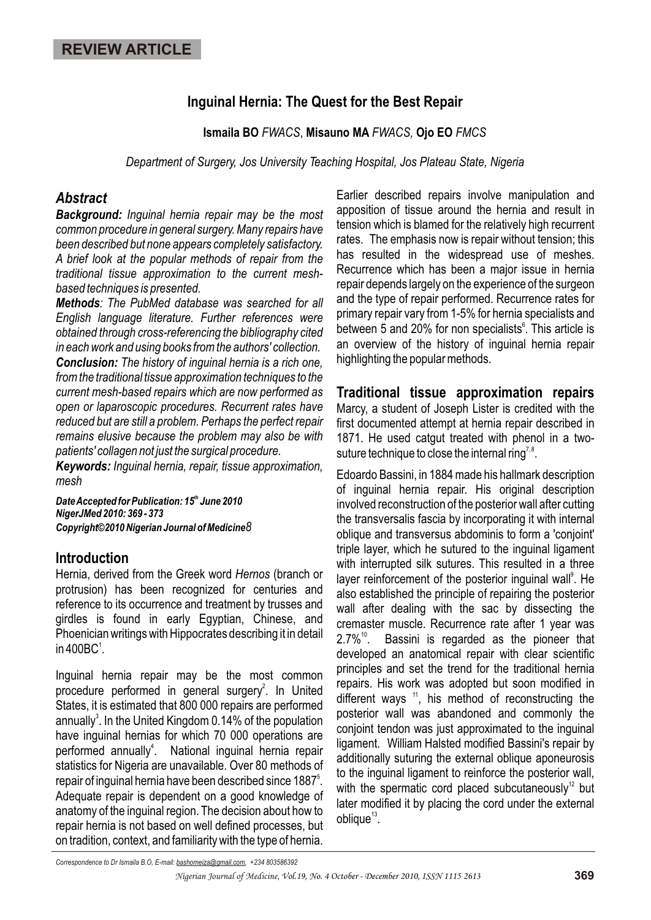REVIEW ARTICLE

# Inguinal Hernia: The Quest for the Best Repair

**Ismaila BO** *FWACS*, **Misauno MA** *FWACS,* **Ojo EO** *FMCS*

*Department of Surgery, Jos University Teaching Hospital, Jos Plateau State, Nigeria*

## *Abstract*

***Background:*** *Inguinal hernia repair may be the most common procedure in general surgery. Many repairs have been described but none appears completely satisfactory. A brief look at the popular methods of repair from the traditional tissue approximation to the current mesh-based techniques is presented.*

***Methods****: The PubMed database was searched for all English language literature. Further references were obtained through cross-referencing the bibliography cited in each work and using books from the authors' collection.*

***Conclusion:*** *The history of inguinal hernia is a rich one, from the traditional tissue approximation techniques to the current mesh-based repairs which are now performed as open or laparoscopic procedures. Recurrent rates have reduced but are still a problem. Perhaps the perfect repair remains elusive because the problem may also be with patients' collagen not just the surgical procedure.*

***Keywords:*** *Inguinal hernia, repair, tissue approximation, mesh*

***Date Accepted for Publication: 15th June 2010***
***NigerJMed 2010: 369 - 373***
***Copyright©2010 Nigerian Journal of Medicine***

## Introduction

Hernia, derived from the Greek word *Hernos* (branch or protrusion) has been recognized for centuries and reference to its occurrence and treatment by trusses and girdles is found in early Egyptian, Chinese, and Phoenician writings with Hippocrates describing it in detail in 400BC[1].

Inguinal hernia repair may be the most common procedure performed in general surgery[2]. In United States, it is estimated that 800 000 repairs are performed annually[3]. In the United Kingdom 0.14% of the population have inguinal hernias for which 70 000 operations are performed annually[4]. National inguinal hernia repair statistics for Nigeria are unavailable. Over 80 methods of repair of inguinal hernia have been described since 1887[5]. Adequate repair is dependent on a good knowledge of anatomy of the inguinal region. The decision about how to repair hernia is not based on well defined processes, but on tradition, context, and familiarity with the type of hernia.

Earlier described repairs involve manipulation and apposition of tissue around the hernia and result in tension which is blamed for the relatively high recurrent rates. The emphasis now is repair without tension; this has resulted in the widespread use of meshes. Recurrence which has been a major issue in hernia repair depends largely on the experience of the surgeon and the type of repair performed. Recurrence rates for primary repair vary from 1-5% for hernia specialists and between 5 and 20% for non specialists[6]. This article is an overview of the history of inguinal hernia repair highlighting the popular methods.

## Traditional tissue approximation repairs

Marcy, a student of Joseph Lister is credited with the first documented attempt at hernia repair described in 1871. He used catgut treated with phenol in a two-suture technique to close the internal ring[7,8].

Edoardo Bassini, in 1884 made his hallmark description of inguinal hernia repair. His original description involved reconstruction of the posterior wall after cutting the transversalis fascia by incorporating it with internal oblique and transversus abdominis to form a 'conjoint' triple layer, which he sutured to the inguinal ligament with interrupted silk sutures. This resulted in a three layer reinforcement of the posterior inguinal wall[9]. He also established the principle of repairing the posterior wall after dealing with the sac by dissecting the cremaster muscle. Recurrence rate after 1 year was 2.7%[10]. Bassini is regarded as the pioneer that developed an anatomical repair with clear scientific principles and set the trend for the traditional hernia repairs. His work was adopted but soon modified in different ways [11], his method of reconstructing the posterior wall was abandoned and commonly the conjoint tendon was just approximated to the inguinal ligament. William Halsted modified Bassini's repair by additionally suturing the external oblique aponeurosis to the inguinal ligament to reinforce the posterior wall, with the spermatic cord placed subcutaneously[12] but later modified it by placing the cord under the external oblique[13].

*Correspondence to Dr Ismaila B.O, E-mail: bashomeiza@gmail.com, +234 803586392*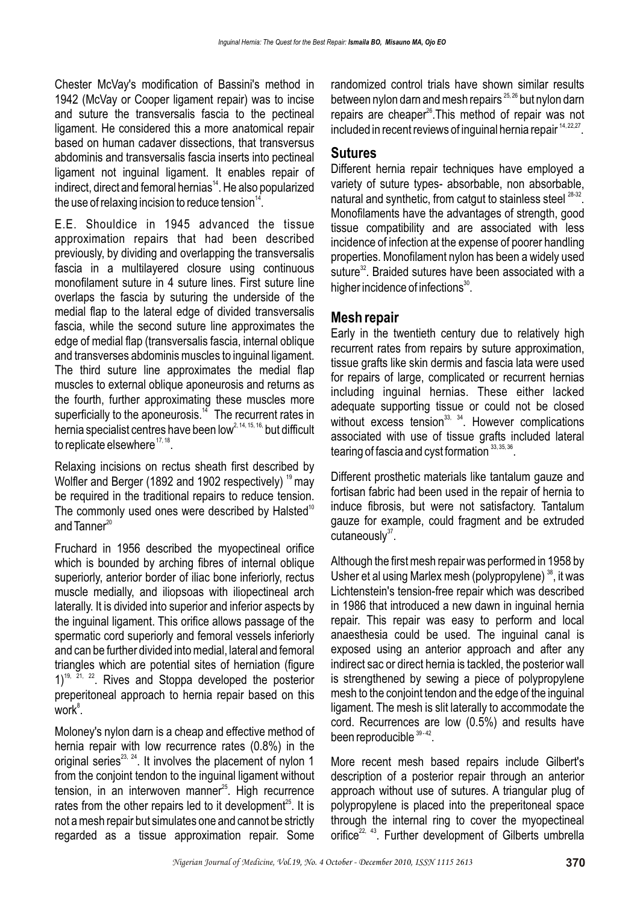Chester McVay's modification of Bassini's method in 1942 (McVay or Cooper ligament repair) was to incise and suture the transversalis fascia to the pectineal ligament. He considered this a more anatomical repair based on human cadaver dissections, that transversus abdominis and transversalis fascia inserts into pectineal ligament not inguinal ligament. It enables repair of indirect, direct and femoral hernias[14]. He also popularized the use of relaxing incision to reduce tension[14].

E.E. Shouldice in 1945 advanced the tissue approximation repairs that had been described previously, by dividing and overlapping the transversalis fascia in a multilayered closure using continuous monofilament suture in 4 suture lines. First suture line overlaps the fascia by suturing the underside of the medial flap to the lateral edge of divided transversalis fascia, while the second suture line approximates the edge of medial flap (transversalis fascia, internal oblique and transverses abdominis muscles to inguinal ligament. The third suture line approximates the medial flap muscles to external oblique aponeurosis and returns as the fourth, further approximating these muscles more superficially to the aponeurosis.[14] The recurrent rates in hernia specialist centres have been low[2, 14, 15, 16,] but difficult to replicate elsewhere[17, 18].

Relaxing incisions on rectus sheath first described by Wolfler and Berger (1892 and 1902 respectively) [19] may be required in the traditional repairs to reduce tension. The commonly used ones were described by Halsted[10] and Tanner[20]

Fruchard in 1956 described the myopectineal orifice which is bounded by arching fibres of internal oblique superiorly, anterior border of iliac bone inferiorly, rectus muscle medially, and iliopsoas with iliopectineal arch laterally. It is divided into superior and inferior aspects by the inguinal ligament. This orifice allows passage of the spermatic cord superiorly and femoral vessels inferiorly and can be further divided into medial, lateral and femoral triangles which are potential sites of herniation (figure 1)[19, 21, 22]. Rives and Stoppa developed the posterior preperitoneal approach to hernia repair based on this work[8].

Moloney's nylon darn is a cheap and effective method of hernia repair with low recurrence rates (0.8%) in the original series[23, 24]. It involves the placement of nylon 1 from the conjoint tendon to the inguinal ligament without tension, in an interwoven manner[25]. High recurrence rates from the other repairs led to it development[25]. It is not a mesh repair but simulates one and cannot be strictly regarded as a tissue approximation repair. Some randomized control trials have shown similar results between nylon darn and mesh repairs [25, 26] but nylon darn repairs are cheaper[26]. This method of repair was not included in recent reviews of inguinal hernia repair [14, 22, 27].

## Sutures

Different hernia repair techniques have employed a variety of suture types- absorbable, non absorbable, natural and synthetic, from catgut to stainless steel [28-32]. Monofilaments have the advantages of strength, good tissue compatibility and are associated with less incidence of infection at the expense of poorer handling properties. Monofilament nylon has been a widely used suture[32]. Braided sutures have been associated with a higher incidence of infections[30].

## Mesh repair

Early in the twentieth century due to relatively high recurrent rates from repairs by suture approximation, tissue grafts like skin dermis and fascia lata were used for repairs of large, complicated or recurrent hernias including inguinal hernias. These either lacked adequate supporting tissue or could not be closed without excess tension[33, 34]. However complications associated with use of tissue grafts included lateral tearing of fascia and cyst formation [33, 35, 36].

Different prosthetic materials like tantalum gauze and fortisan fabric had been used in the repair of hernia to induce fibrosis, but were not satisfactory. Tantalum gauze for example, could fragment and be extruded cutaneously[37].

Although the first mesh repair was performed in 1958 by Usher et al using Marlex mesh (polypropylene) [38], it was Lichtenstein's tension-free repair which was described in 1986 that introduced a new dawn in inguinal hernia repair. This repair was easy to perform and local anaesthesia could be used. The inguinal canal is exposed using an anterior approach and after any indirect sac or direct hernia is tackled, the posterior wall is strengthened by sewing a piece of polypropylene mesh to the conjoint tendon and the edge of the inguinal ligament. The mesh is slit laterally to accommodate the cord. Recurrences are low (0.5%) and results have been reproducible [39-42].

More recent mesh based repairs include Gilbert's description of a posterior repair through an anterior approach without use of sutures. A triangular plug of polypropylene is placed into the preperitoneal space through the internal ring to cover the myopectineal orifice[22, 43]. Further development of Gilberts umbrella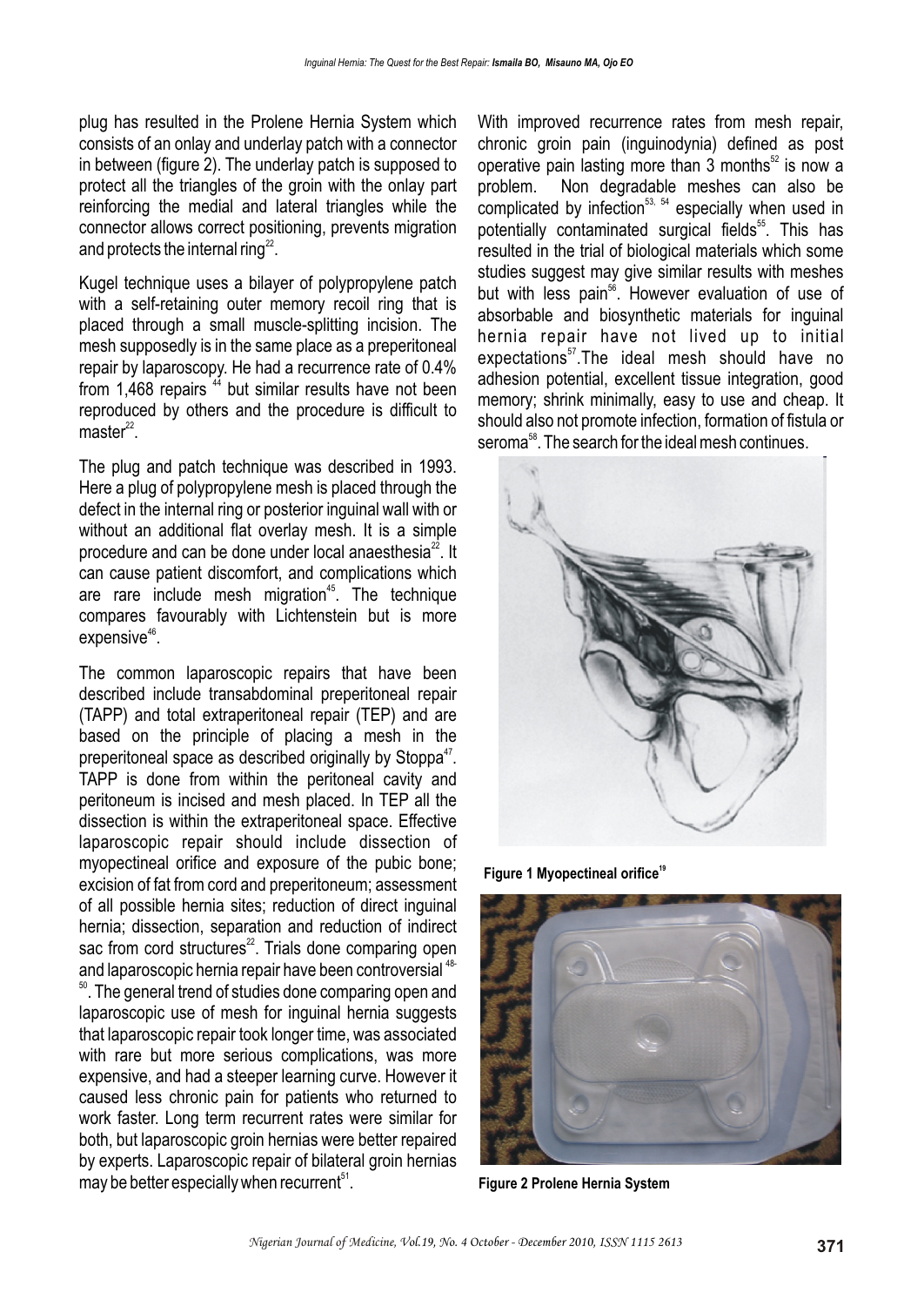plug has resulted in the Prolene Hernia System which consists of an onlay and underlay patch with a connector in between (figure 2). The underlay patch is supposed to protect all the triangles of the groin with the onlay part reinforcing the medial and lateral triangles while the connector allows correct positioning, prevents migration and protects the internal ring[22].

Kugel technique uses a bilayer of polypropylene patch with a self-retaining outer memory recoil ring that is placed through a small muscle-splitting incision. The mesh supposedly is in the same place as a preperitoneal repair by laparoscopy. He had a recurrence rate of 0.4% from 1,468 repairs [44] but similar results have not been reproduced by others and the procedure is difficult to master[22].

The plug and patch technique was described in 1993. Here a plug of polypropylene mesh is placed through the defect in the internal ring or posterior inguinal wall with or without an additional flat overlay mesh. It is a simple procedure and can be done under local anaesthesia[22]. It can cause patient discomfort, and complications which are rare include mesh migration[45]. The technique compares favourably with Lichtenstein but is more expensive[46].

The common laparoscopic repairs that have been described include transabdominal preperitoneal repair (TAPP) and total extraperitoneal repair (TEP) and are based on the principle of placing a mesh in the preperitoneal space as described originally by Stoppa[47]. TAPP is done from within the peritoneal cavity and peritoneum is incised and mesh placed. In TEP all the dissection is within the extraperitoneal space. Effective laparoscopic repair should include dissection of myopectineal orifice and exposure of the pubic bone; excision of fat from cord and preperitoneum; assessment of all possible hernia sites; reduction of direct inguinal hernia; dissection, separation and reduction of indirect sac from cord structures[22]. Trials done comparing open and laparoscopic hernia repair have been controversial [48-50]. The general trend of studies done comparing open and laparoscopic use of mesh for inguinal hernia suggests that laparoscopic repair took longer time, was associated with rare but more serious complications, was more expensive, and had a steeper learning curve. However it caused less chronic pain for patients who returned to work faster. Long term recurrent rates were similar for both, but laparoscopic groin hernias were better repaired by experts. Laparoscopic repair of bilateral groin hernias may be better especially when recurrent[51].

With improved recurrence rates from mesh repair, chronic groin pain (inguinodynia) defined as post operative pain lasting more than 3 months[52] is now a problem. Non degradable meshes can also be complicated by infection[53, 54] especially when used in potentially contaminated surgical fields[55]. This has resulted in the trial of biological materials which some studies suggest may give similar results with meshes but with less pain[56]. However evaluation of use of absorbable and biosynthetic materials for inguinal hernia repair have not lived up to initial expectations[57]. The ideal mesh should have no adhesion potential, excellent tissue integration, good memory; shrink minimally, easy to use and cheap. It should also not promote infection, formation of fistula or seroma[58]. The search for the ideal mesh continues.

**Figure 1 Myopectineal orifice[19]**

**Figure 2 Prolene Hernia System**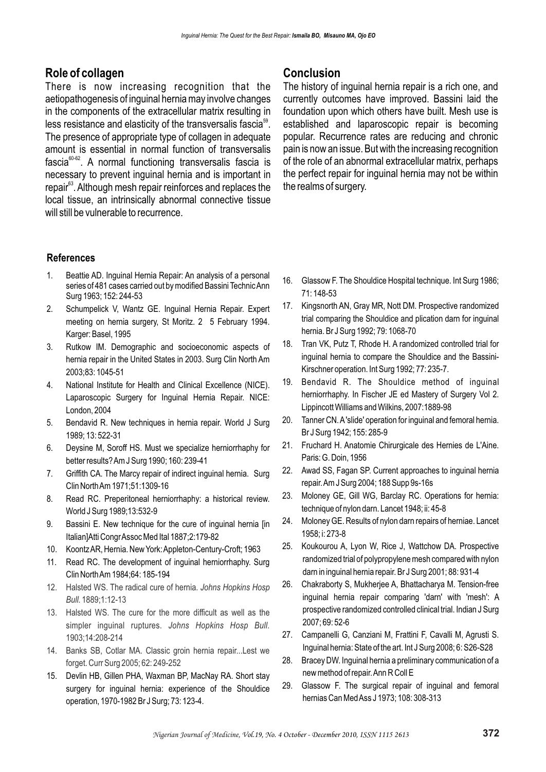## Role of collagen

There is now increasing recognition that the aetiopathogenesis of inguinal hernia may involve changes in the components of the extracellular matrix resulting in less resistance and elasticity of the transversalis fascia[59]. The presence of appropriate type of collagen in adequate amount is essential in normal function of transversalis fascia[60-62]. A normal functioning transversalis fascia is necessary to prevent inguinal hernia and is important in repair[63]. Although mesh repair reinforces and replaces the local tissue, an intrinsically abnormal connective tissue will still be vulnerable to recurrence.

## Conclusion

The history of inguinal hernia repair is a rich one, and currently outcomes have improved. Bassini laid the foundation upon which others have built. Mesh use is established and laparoscopic repair is becoming popular. Recurrence rates are reducing and chronic pain is now an issue. But with the increasing recognition of the role of an abnormal extracellular matrix, perhaps the perfect repair for inguinal hernia may not be within the realms of surgery.

### References

1. Beattie AD. Inguinal Hernia Repair: An analysis of a personal series of 481 cases carried out by modified Bassini Technic Ann Surg 1963; 152: 244-53
2. Schumpelick V, Wantz GE. Inguinal Hernia Repair. Expert meeting on hernia surgery, St Moritz. 2 5 February 1994. Karger: Basel, 1995
3. Rutkow IM. Demographic and socioeconomic aspects of hernia repair in the United States in 2003. Surg Clin North Am 2003;83: 1045-51
4. National Institute for Health and Clinical Excellence (NICE). Laparoscopic Surgery for Inguinal Hernia Repair. NICE: London, 2004
5. Bendavid R. New techniques in hernia repair. World J Surg 1989; 13: 522-31
6. Deysine M, Soroff HS. Must we specialize herniorrhaphy for better results? Am J Surg 1990; 160: 239-41
7. Griffith CA. The Marcy repair of indirect inguinal hernia. Surg Clin North Am 1971;51:1309-16
8. Read RC. Preperitoneal herniorrhaphy: a historical review. World J Surg 1989;13:532-9
9. Bassini E. New technique for the cure of inguinal hernia [in Italian]Atti Congr Assoc Med Ital 1887;2:179-82
10. Koontz AR, Hernia. New York: Appleton-Century-Croft; 1963
11. Read RC. The development of inguinal herniorrhaphy. Surg Clin North Am 1984;64: 185-194
12. Halsted WS. The radical cure of hernia. *Johns Hopkins Hosp Bull*. 1889;1:12-13
13. Halsted WS. The cure for the more difficult as well as the simpler inguinal ruptures. *Johns Hopkins Hosp Bull*. 1903;14:208-214
14. Banks SB, Cotlar MA. Classic groin hernia repair...Lest we forget. Curr Surg 2005; 62: 249-252
15. Devlin HB, Gillen PHA, Waxman BP, MacNay RA. Short stay surgery for inguinal hernia: experience of the Shouldice operation, 1970-1982 Br J Surg; 73: 123-4.
16. Glassow F. The Shouldice Hospital technique. Int Surg 1986; 71: 148-53
17. Kingsnorth AN, Gray MR, Nott DM. Prospective randomized trial comparing the Shouldice and plication darn for inguinal hernia. Br J Surg 1992; 79: 1068-70
18. Tran VK, Putz T, Rhode H. A randomized controlled trial for inguinal hernia to compare the Shouldice and the Bassini-Kirschner operation. Int Surg 1992; 77: 235-7.
19. Bendavid R. The Shouldice method of inguinal herniorrhaphy. In Fischer JE ed Mastery of Surgery Vol 2. Lippincott Williams and Wilkins, 2007:1889-98
20. Tanner CN. A 'slide' operation for inguinal and femoral hernia. Br J Surg 1942; 155: 285-9
21. Fruchard H. Anatomie Chirurgicale des Hernies de L'Aine. Paris: G. Doin, 1956
22. Awad SS, Fagan SP. Current approaches to inguinal hernia repair. Am J Surg 2004; 188 Supp 9s-16s
23. Moloney GE, Gill WG, Barclay RC. Operations for hernia: technique of nylon darn. Lancet 1948; ii: 45-8
24. Moloney GE. Results of nylon darn repairs of herniae. Lancet 1958; i: 273-8
25. Koukourou A, Lyon W, Rice J, Wattchow DA. Prospective randomized trial of polypropylene mesh compared with nylon darn in inguinal hernia repair. Br J Surg 2001; 88: 931-4
26. Chakraborty S, Mukherjee A, Bhattacharya M. Tension-free inguinal hernia repair comparing 'darn' with 'mesh': A prospective randomized controlled clinical trial. Indian J Surg 2007; 69: 52-6
27. Campanelli G, Canziani M, Frattini F, Cavalli M, Agrusti S. Inguinal hernia: State of the art. Int J Surg 2008; 6: S26-S28
28. Bracey DW. Inguinal hernia a preliminary communication of a new method of repair. Ann R Coll E
29. Glassow F. The surgical repair of inguinal and femoral hernias Can Med Ass J 1973; 108: 308-313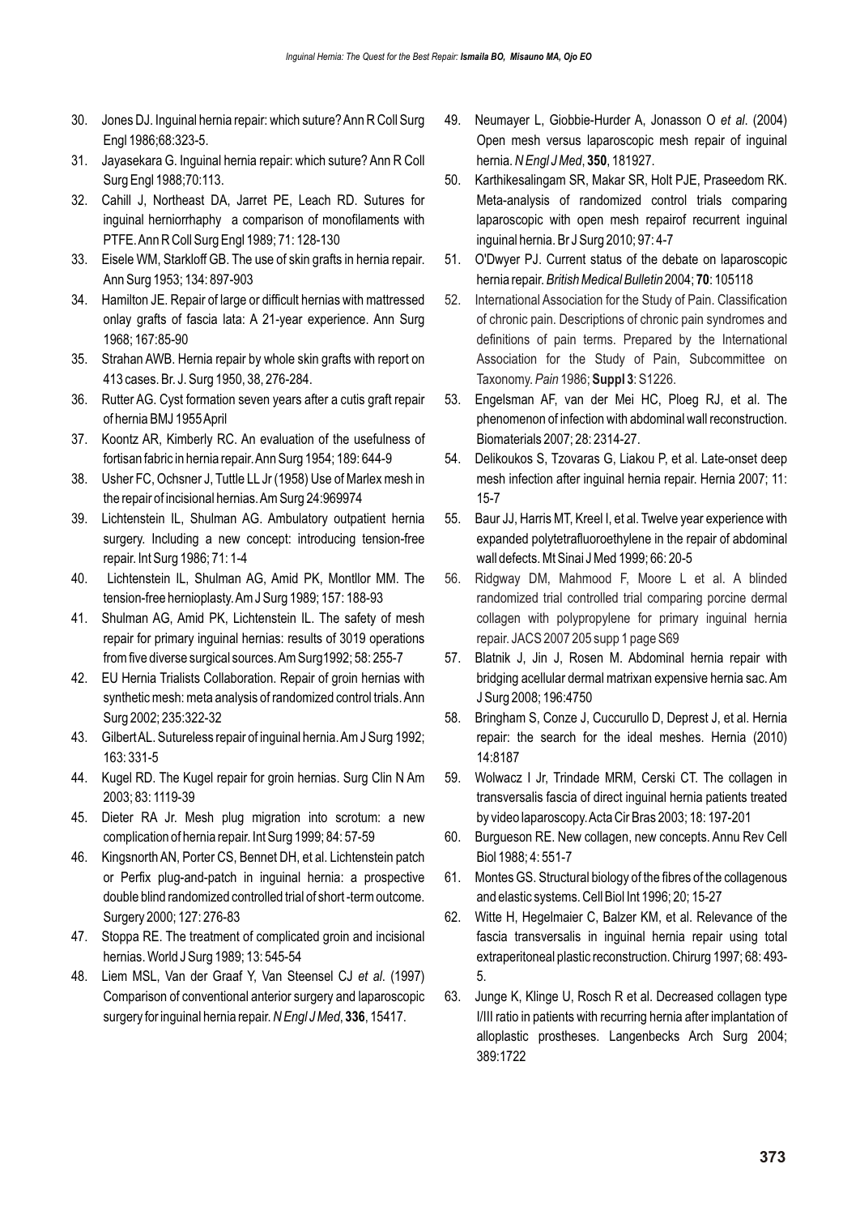30. Jones DJ. Inguinal hernia repair: which suture? Ann R Coll Surg Engl 1986;68:323-5.
31. Jayasekara G. Inguinal hernia repair: which suture? Ann R Coll Surg Engl 1988;70:113.
32. Cahill J, Northeast DA, Jarret PE, Leach RD. Sutures for inguinal herniorrhaphy a comparison of monofilaments with PTFE. Ann R Coll Surg Engl 1989; 71: 128-130
33. Eisele WM, Starkloff GB. The use of skin grafts in hernia repair. Ann Surg 1953; 134: 897-903
34. Hamilton JE. Repair of large or difficult hernias with mattressed onlay grafts of fascia lata: A 21-year experience. Ann Surg 1968; 167:85-90
35. Strahan AWB. Hernia repair by whole skin grafts with report on 413 cases. Br. J. Surg 1950, 38, 276-284.
36. Rutter AG. Cyst formation seven years after a cutis graft repair of hernia BMJ 1955 April
37. Koontz AR, Kimberly RC. An evaluation of the usefulness of fortisan fabric in hernia repair. Ann Surg 1954; 189: 644-9
38. Usher FC, Ochsner J, Tuttle LL Jr (1958) Use of Marlex mesh in the repair of incisional hernias. Am Surg 24:969974
39. Lichtenstein IL, Shulman AG. Ambulatory outpatient hernia surgery. Including a new concept: introducing tension-free repair. Int Surg 1986; 71: 1-4
40. Lichtenstein IL, Shulman AG, Amid PK, Montllor MM. The tension-free hernioplasty. Am J Surg 1989; 157: 188-93
41. Shulman AG, Amid PK, Lichtenstein IL. The safety of mesh repair for primary inguinal hernias: results of 3019 operations from five diverse surgical sources. Am Surg1992; 58: 255-7
42. EU Hernia Trialists Collaboration. Repair of groin hernias with synthetic mesh: meta analysis of randomized control trials. Ann Surg 2002; 235:322-32
43. Gilbert AL. Sutureless repair of inguinal hernia. Am J Surg 1992; 163: 331-5
44. Kugel RD. The Kugel repair for groin hernias. Surg Clin N Am 2003; 83: 1119-39
45. Dieter RA Jr. Mesh plug migration into scrotum: a new complication of hernia repair. Int Surg 1999; 84: 57-59
46. Kingsnorth AN, Porter CS, Bennet DH, et al. Lichtenstein patch or Perfix plug-and-patch in inguinal hernia: a prospective double blind randomized controlled trial of short -term outcome. Surgery 2000; 127: 276-83
47. Stoppa RE. The treatment of complicated groin and incisional hernias. World J Surg 1989; 13: 545-54
48. Liem MSL, Van der Graaf Y, Van Steensel CJ *et al*. (1997) Comparison of conventional anterior surgery and laparoscopic surgery for inguinal hernia repair. *N Engl J Med*, **336**, 15417.
49. Neumayer L, Giobbie-Hurder A, Jonasson O *et al*. (2004) Open mesh versus laparoscopic mesh repair of inguinal hernia. *N Engl J Med*, **350**, 181927.
50. Karthikesalingam SR, Makar SR, Holt PJE, Praseedom RK. Meta-analysis of randomized control trials comparing laparoscopic with open mesh repairof recurrent inguinal inguinal hernia. Br J Surg 2010; 97: 4-7
51. O'Dwyer PJ. Current status of the debate on laparoscopic hernia repair. *British Medical Bulletin* 2004; **70**: 105118
52. International Association for the Study of Pain. Classification of chronic pain. Descriptions of chronic pain syndromes and definitions of pain terms. Prepared by the International Association for the Study of Pain, Subcommittee on Taxonomy. *Pain* 1986; **Suppl 3**: S1226.
53. Engelsman AF, van der Mei HC, Ploeg RJ, et al. The phenomenon of infection with abdominal wall reconstruction. Biomaterials 2007; 28: 2314-27.
54. Delikoukos S, Tzovaras G, Liakou P, et al. Late-onset deep mesh infection after inguinal hernia repair. Hernia 2007; 11: 15-7
55. Baur JJ, Harris MT, Kreel I, et al. Twelve year experience with expanded polytetrafluoroethylene in the repair of abdominal wall defects. Mt Sinai J Med 1999; 66: 20-5
56. Ridgway DM, Mahmood F, Moore L et al. A blinded randomized trial controlled trial comparing porcine dermal collagen with polypropylene for primary inguinal hernia repair. JACS 2007 205 supp 1 page S69
57. Blatnik J, Jin J, Rosen M. Abdominal hernia repair with bridging acellular dermal matrixan expensive hernia sac. Am J Surg 2008; 196:4750
58. Bringham S, Conze J, Cuccurullo D, Deprest J, et al. Hernia repair: the search for the ideal meshes. Hernia (2010) 14:8187
59. Wolwacz I Jr, Trindade MRM, Cerski CT. The collagen in transversalis fascia of direct inguinal hernia patients treated by video laparoscopy. Acta Cir Bras 2003; 18: 197-201
60. Burgueson RE. New collagen, new concepts. Annu Rev Cell Biol 1988; 4: 551-7
61. Montes GS. Structural biology of the fibres of the collagenous and elastic systems. Cell Biol Int 1996; 20; 15-27
62. Witte H, Hegelmaier C, Balzer KM, et al. Relevance of the fascia transversalis in inguinal hernia repair using total extraperitoneal plastic reconstruction. Chirurg 1997; 68: 493-5.
63. Junge K, Klinge U, Rosch R et al. Decreased collagen type I/III ratio in patients with recurring hernia after implantation of alloplastic prostheses. Langenbecks Arch Surg 2004; 389:1722